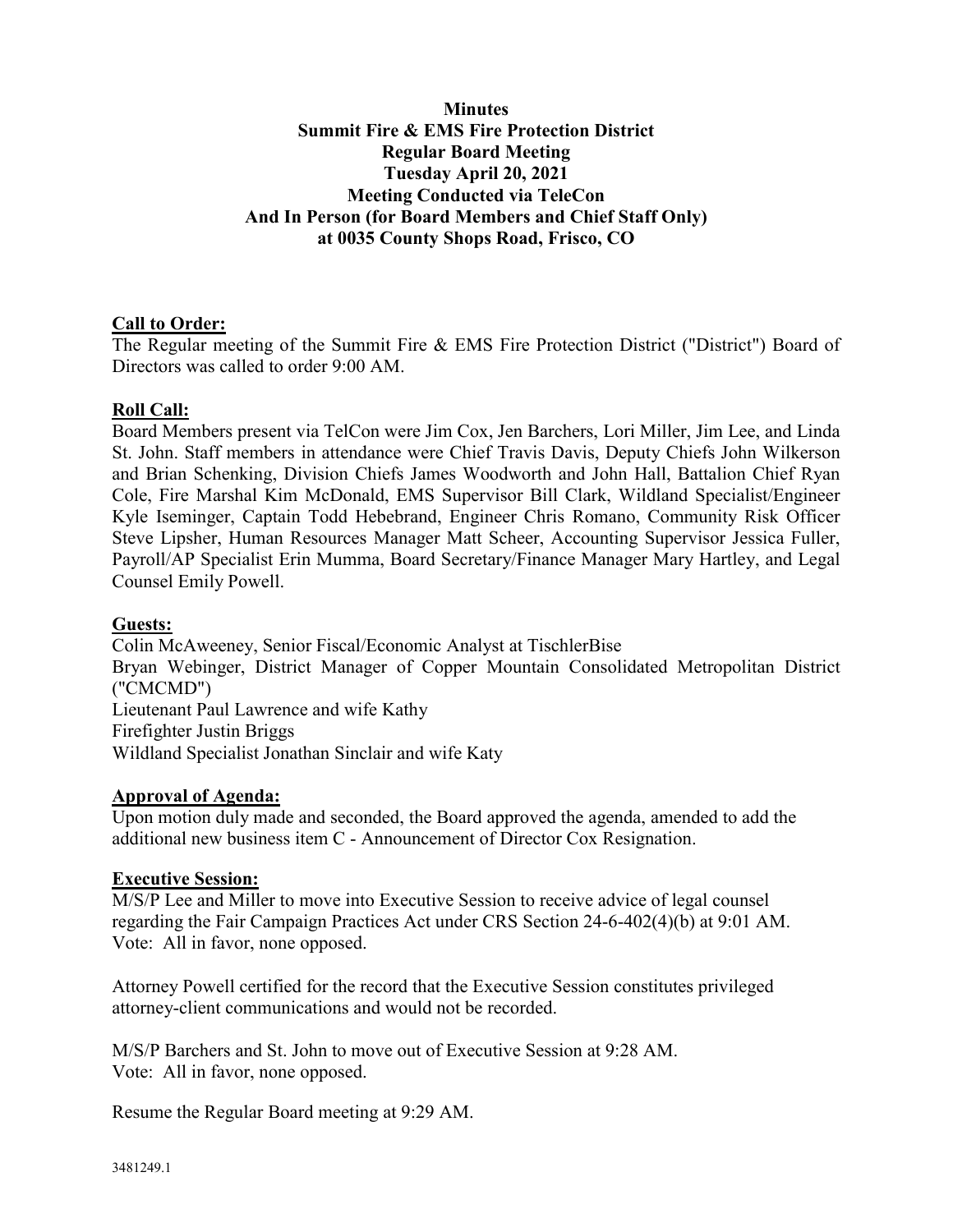# Minutes
## Summit Fire & EMS Fire Protection District
## Regular Board Meeting
## Tuesday April 20, 2021
## Meeting Conducted via TeleCon
## And In Person (for Board Members and Chief Staff Only)
## at 0035 County Shops Road, Frisco, CO

**Call to Order:**

The Regular meeting of the Summit Fire & EMS Fire Protection District ("District") Board of Directors was called to order 9:00 AM.

**Roll Call:**

Board Members present via TelCon were Jim Cox, Jen Barchers, Lori Miller, Jim Lee, and Linda St. John. Staff members in attendance were Chief Travis Davis, Deputy Chiefs John Wilkerson and Brian Schenking, Division Chiefs James Woodworth and John Hall, Battalion Chief Ryan Cole, Fire Marshal Kim McDonald, EMS Supervisor Bill Clark, Wildland Specialist/Engineer Kyle Iseminger, Captain Todd Hebebrand, Engineer Chris Romano, Community Risk Officer Steve Lipsher, Human Resources Manager Matt Scheer, Accounting Supervisor Jessica Fuller, Payroll/AP Specialist Erin Mumma, Board Secretary/Finance Manager Mary Hartley, and Legal Counsel Emily Powell.

**Guests:**

Colin McAweeney, Senior Fiscal/Economic Analyst at TischlerBise
Bryan Webinger, District Manager of Copper Mountain Consolidated Metropolitan District ("CMCMD")
Lieutenant Paul Lawrence and wife Kathy
Firefighter Justin Briggs
Wildland Specialist Jonathan Sinclair and wife Katy

**Approval of Agenda:**

Upon motion duly made and seconded, the Board approved the agenda, amended to add the additional new business item C - Announcement of Director Cox Resignation.

**Executive Session:**

M/S/P Lee and Miller to move into Executive Session to receive advice of legal counsel regarding the Fair Campaign Practices Act under CRS Section 24-6-402(4)(b) at 9:01 AM.
Vote: All in favor, none opposed.

Attorney Powell certified for the record that the Executive Session constitutes privileged attorney-client communications and would not be recorded.

M/S/P Barchers and St. John to move out of Executive Session at 9:28 AM.
Vote: All in favor, none opposed.

Resume the Regular Board meeting at 9:29 AM.

3481249.1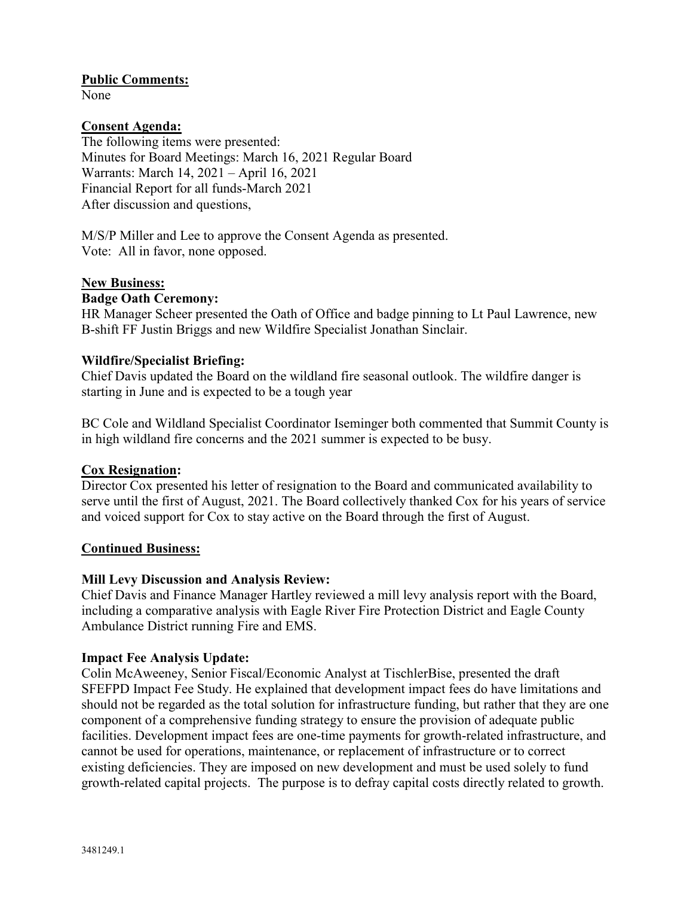**Public Comments:**

None

**Consent Agenda:**

The following items were presented:
Minutes for Board Meetings: March 16, 2021 Regular Board
Warrants: March 14, 2021 – April 16, 2021
Financial Report for all funds-March 2021
After discussion and questions,

M/S/P Miller and Lee to approve the Consent Agenda as presented.
Vote: All in favor, none opposed.

**New Business:**

**Badge Oath Ceremony:**

HR Manager Scheer presented the Oath of Office and badge pinning to Lt Paul Lawrence, new B-shift FF Justin Briggs and new Wildfire Specialist Jonathan Sinclair.

**Wildfire/Specialist Briefing:**

Chief Davis updated the Board on the wildland fire seasonal outlook. The wildfire danger is starting in June and is expected to be a tough year

BC Cole and Wildland Specialist Coordinator Iseminger both commented that Summit County is in high wildland fire concerns and the 2021 summer is expected to be busy.

**Cox Resignation:**

Director Cox presented his letter of resignation to the Board and communicated availability to serve until the first of August, 2021. The Board collectively thanked Cox for his years of service and voiced support for Cox to stay active on the Board through the first of August.

**Continued Business:**

**Mill Levy Discussion and Analysis Review:**

Chief Davis and Finance Manager Hartley reviewed a mill levy analysis report with the Board, including a comparative analysis with Eagle River Fire Protection District and Eagle County Ambulance District running Fire and EMS.

**Impact Fee Analysis Update:**

Colin McAweeney, Senior Fiscal/Economic Analyst at TischlerBise, presented the draft SFEFPD Impact Fee Study. He explained that development impact fees do have limitations and should not be regarded as the total solution for infrastructure funding, but rather that they are one component of a comprehensive funding strategy to ensure the provision of adequate public facilities. Development impact fees are one-time payments for growth-related infrastructure, and cannot be used for operations, maintenance, or replacement of infrastructure or to correct existing deficiencies. They are imposed on new development and must be used solely to fund growth-related capital projects. The purpose is to defray capital costs directly related to growth.

3481249.1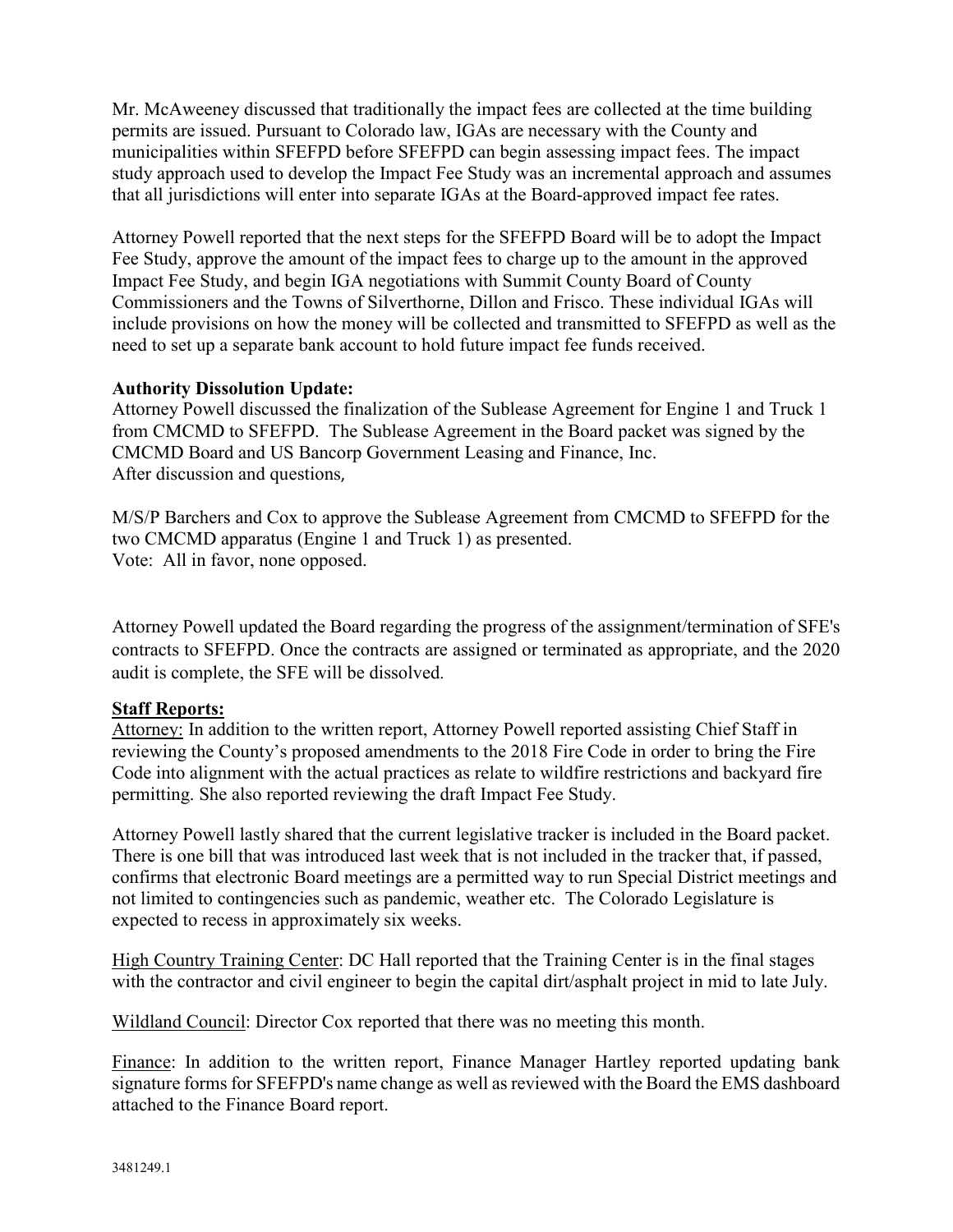Mr. McAweeney discussed that traditionally the impact fees are collected at the time building permits are issued. Pursuant to Colorado law, IGAs are necessary with the County and municipalities within SFEFPD before SFEFPD can begin assessing impact fees. The impact study approach used to develop the Impact Fee Study was an incremental approach and assumes that all jurisdictions will enter into separate IGAs at the Board-approved impact fee rates.

Attorney Powell reported that the next steps for the SFEFPD Board will be to adopt the Impact Fee Study, approve the amount of the impact fees to charge up to the amount in the approved Impact Fee Study, and begin IGA negotiations with Summit County Board of County Commissioners and the Towns of Silverthorne, Dillon and Frisco. These individual IGAs will include provisions on how the money will be collected and transmitted to SFEFPD as well as the need to set up a separate bank account to hold future impact fee funds received.

**Authority Dissolution Update:**
Attorney Powell discussed the finalization of the Sublease Agreement for Engine 1 and Truck 1 from CMCMD to SFEFPD. The Sublease Agreement in the Board packet was signed by the CMCMD Board and US Bancorp Government Leasing and Finance, Inc.
After discussion and questions,

M/S/P Barchers and Cox to approve the Sublease Agreement from CMCMD to SFEFPD for the two CMCMD apparatus (Engine 1 and Truck 1) as presented.
Vote: All in favor, none opposed.

Attorney Powell updated the Board regarding the progress of the assignment/termination of SFE's contracts to SFEFPD. Once the contracts are assigned or terminated as appropriate, and the 2020 audit is complete, the SFE will be dissolved.

**Staff Reports:**

Attorney: In addition to the written report, Attorney Powell reported assisting Chief Staff in reviewing the County's proposed amendments to the 2018 Fire Code in order to bring the Fire Code into alignment with the actual practices as relate to wildfire restrictions and backyard fire permitting. She also reported reviewing the draft Impact Fee Study.

Attorney Powell lastly shared that the current legislative tracker is included in the Board packet. There is one bill that was introduced last week that is not included in the tracker that, if passed, confirms that electronic Board meetings are a permitted way to run Special District meetings and not limited to contingencies such as pandemic, weather etc. The Colorado Legislature is expected to recess in approximately six weeks.

High Country Training Center: DC Hall reported that the Training Center is in the final stages with the contractor and civil engineer to begin the capital dirt/asphalt project in mid to late July.

Wildland Council: Director Cox reported that there was no meeting this month.

Finance: In addition to the written report, Finance Manager Hartley reported updating bank signature forms for SFEFPD's name change as well as reviewed with the Board the EMS dashboard attached to the Finance Board report.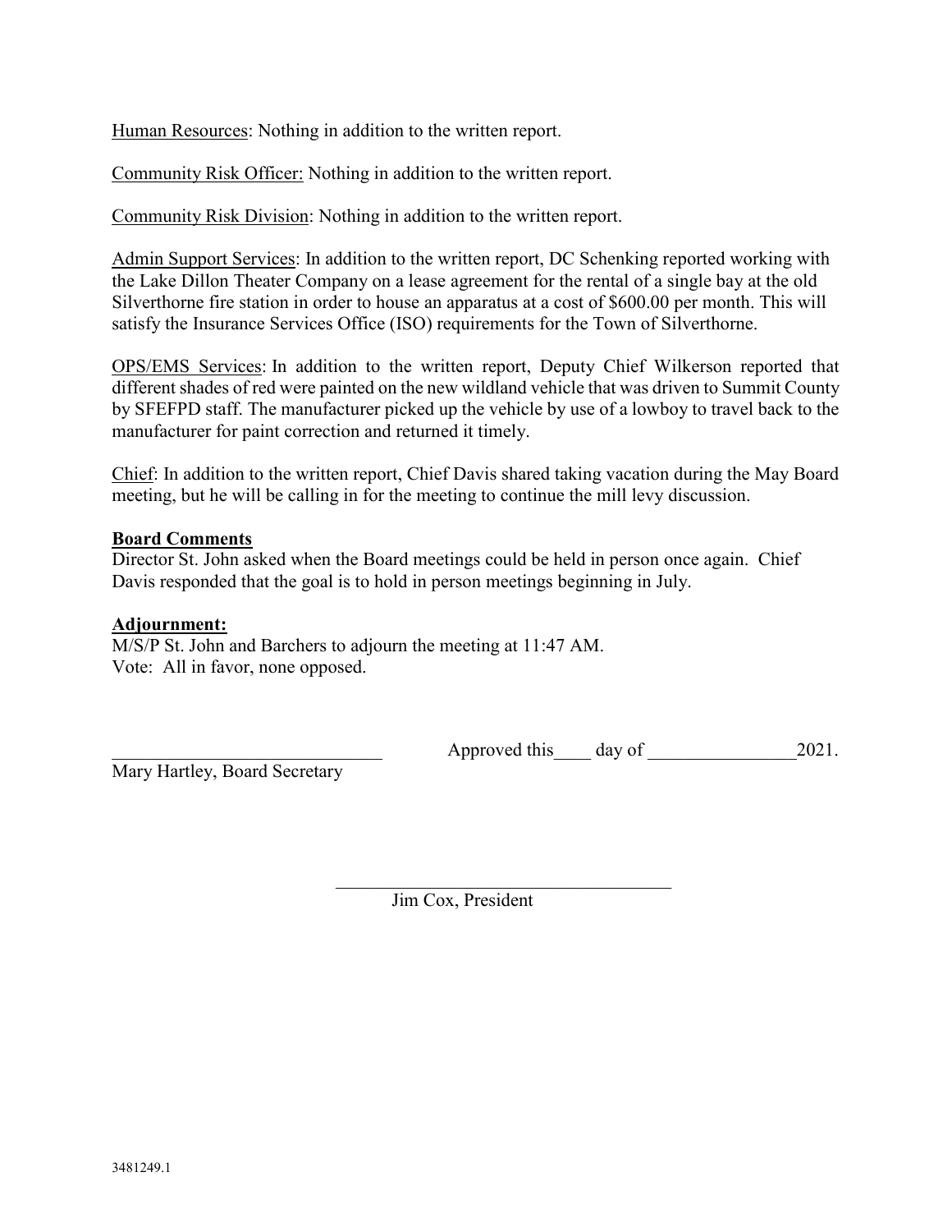Human Resources: Nothing in addition to the written report.

Community Risk Officer: Nothing in addition to the written report.

Community Risk Division: Nothing in addition to the written report.

Admin Support Services: In addition to the written report, DC Schenking reported working with the Lake Dillon Theater Company on a lease agreement for the rental of a single bay at the old Silverthorne fire station in order to house an apparatus at a cost of $600.00 per month. This will satisfy the Insurance Services Office (ISO) requirements for the Town of Silverthorne.

OPS/EMS Services: In addition to the written report, Deputy Chief Wilkerson reported that different shades of red were painted on the new wildland vehicle that was driven to Summit County by SFEFPD staff. The manufacturer picked up the vehicle by use of a lowboy to travel back to the manufacturer for paint correction and returned it timely.

Chief: In addition to the written report, Chief Davis shared taking vacation during the May Board meeting, but he will be calling in for the meeting to continue the mill levy discussion.

**Board Comments**

Director St. John asked when the Board meetings could be held in person once again. Chief Davis responded that the goal is to hold in person meetings beginning in July.

**Adjournment:**

M/S/P St. John and Barchers to adjourn the meeting at 11:47 AM.
Vote: All in favor, none opposed.

_____________________________ Approved this____ day of ________________2021.

Mary Hartley, Board Secretary

_____________________________________

Jim Cox, President

3481249.1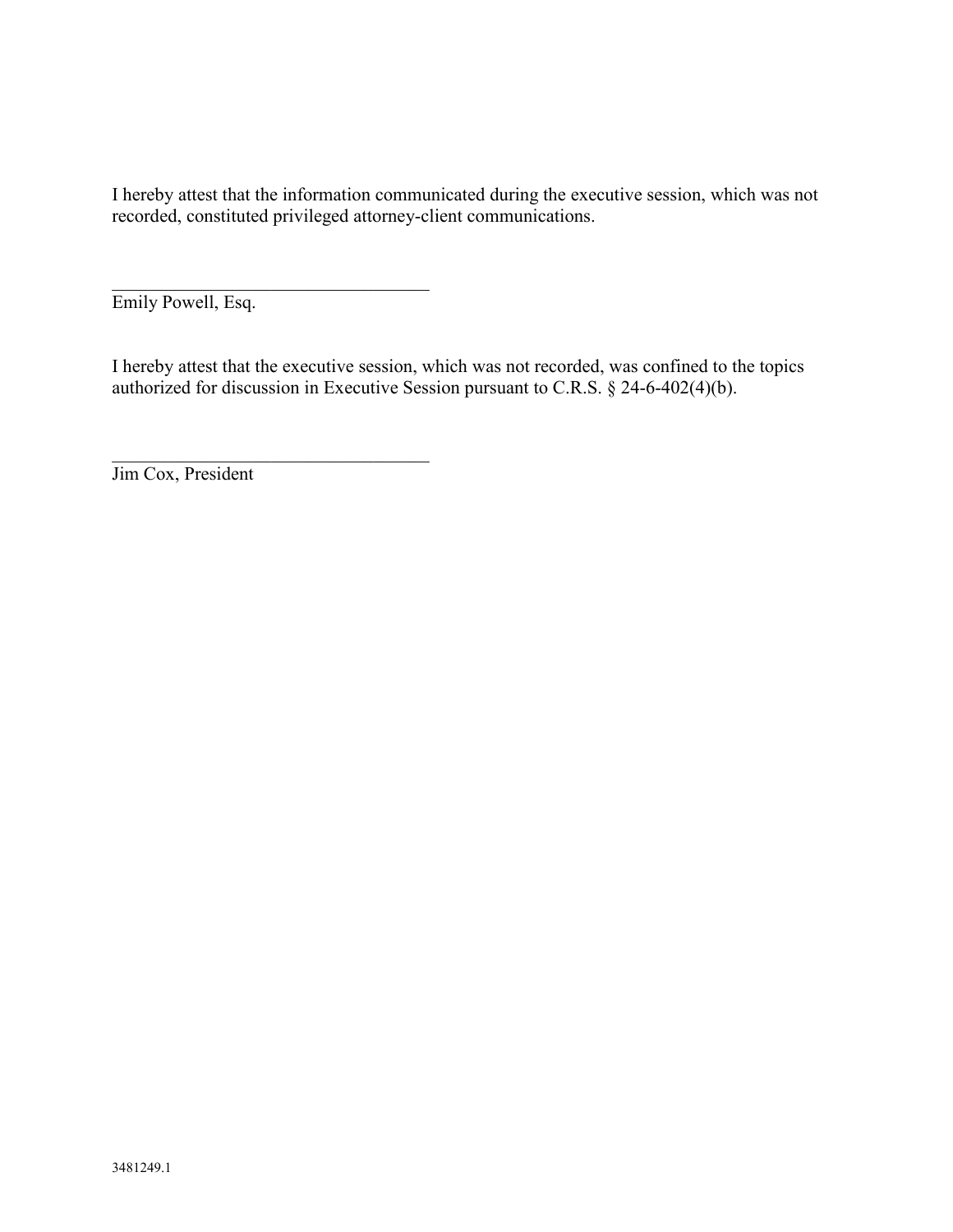I hereby attest that the information communicated during the executive session, which was not recorded, constituted privileged attorney-client communications.

\_\_\_\_\_\_\_\_\_\_\_\_\_\_\_\_\_\_\_\_\_\_\_\_\_\_\_\_\_\_\_\_\_\_\_
Emily Powell, Esq.

I hereby attest that the executive session, which was not recorded, was confined to the topics authorized for discussion in Executive Session pursuant to C.R.S. § 24-6-402(4)(b).

\_\_\_\_\_\_\_\_\_\_\_\_\_\_\_\_\_\_\_\_\_\_\_\_\_\_\_\_\_\_\_\_\_\_\_
Jim Cox, President

3481249.1